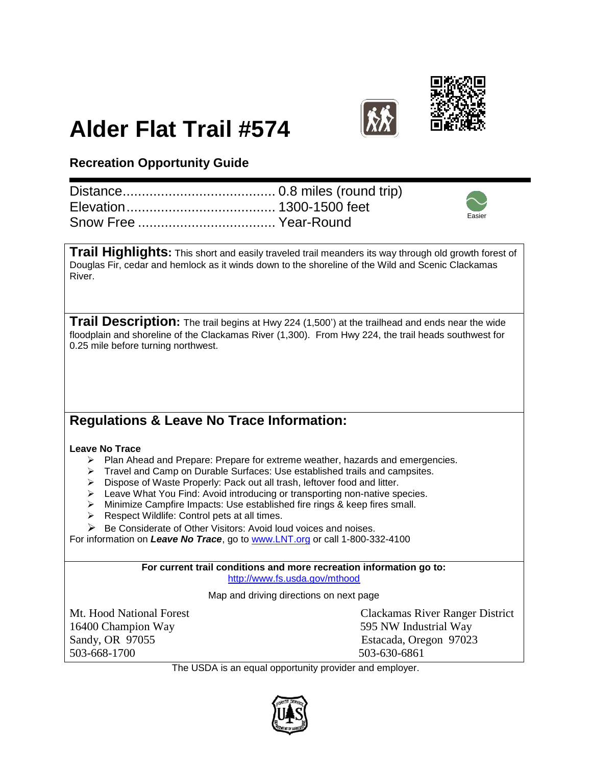# Alder Flat Trail #574

## Recreation Opportunity Guide

Distance........................................ 0.8 miles (round trip)
Elevation....................................... 1300-1500 feet
Snow Free .................................... Year-Round

Easier

**Trail Highlights:** This short and easily traveled trail meanders its way through old growth forest of Douglas Fir, cedar and hemlock as it winds down to the shoreline of the Wild and Scenic Clackamas River.

**Trail Description:** The trail begins at Hwy 224 (1,500') at the trailhead and ends near the wide floodplain and shoreline of the Clackamas River (1,300). From Hwy 224, the trail heads southwest for 0.25 mile before turning northwest.

## Regulations & Leave No Trace Information:

**Leave No Trace**

- Plan Ahead and Prepare: Prepare for extreme weather, hazards and emergencies.
- Travel and Camp on Durable Surfaces: Use established trails and campsites.
- Dispose of Waste Properly: Pack out all trash, leftover food and litter.
- Leave What You Find: Avoid introducing or transporting non-native species.
- Minimize Campfire Impacts: Use established fire rings & keep fires small.
- Respect Wildlife: Control pets at all times.
- Be Considerate of Other Visitors: Avoid loud voices and noises.

For information on ***Leave No Trace***, go to www.LNT.org or call 1-800-332-4100

**For current trail conditions and more recreation information go to:**
http://www.fs.usda.gov/mthood

Map and driving directions on next page

Mt. Hood National Forest
16400 Champion Way
Sandy, OR 97055
503-668-1700

Clackamas River Ranger District
595 NW Industrial Way
Estacada, Oregon 97023
503-630-6861

The USDA is an equal opportunity provider and employer.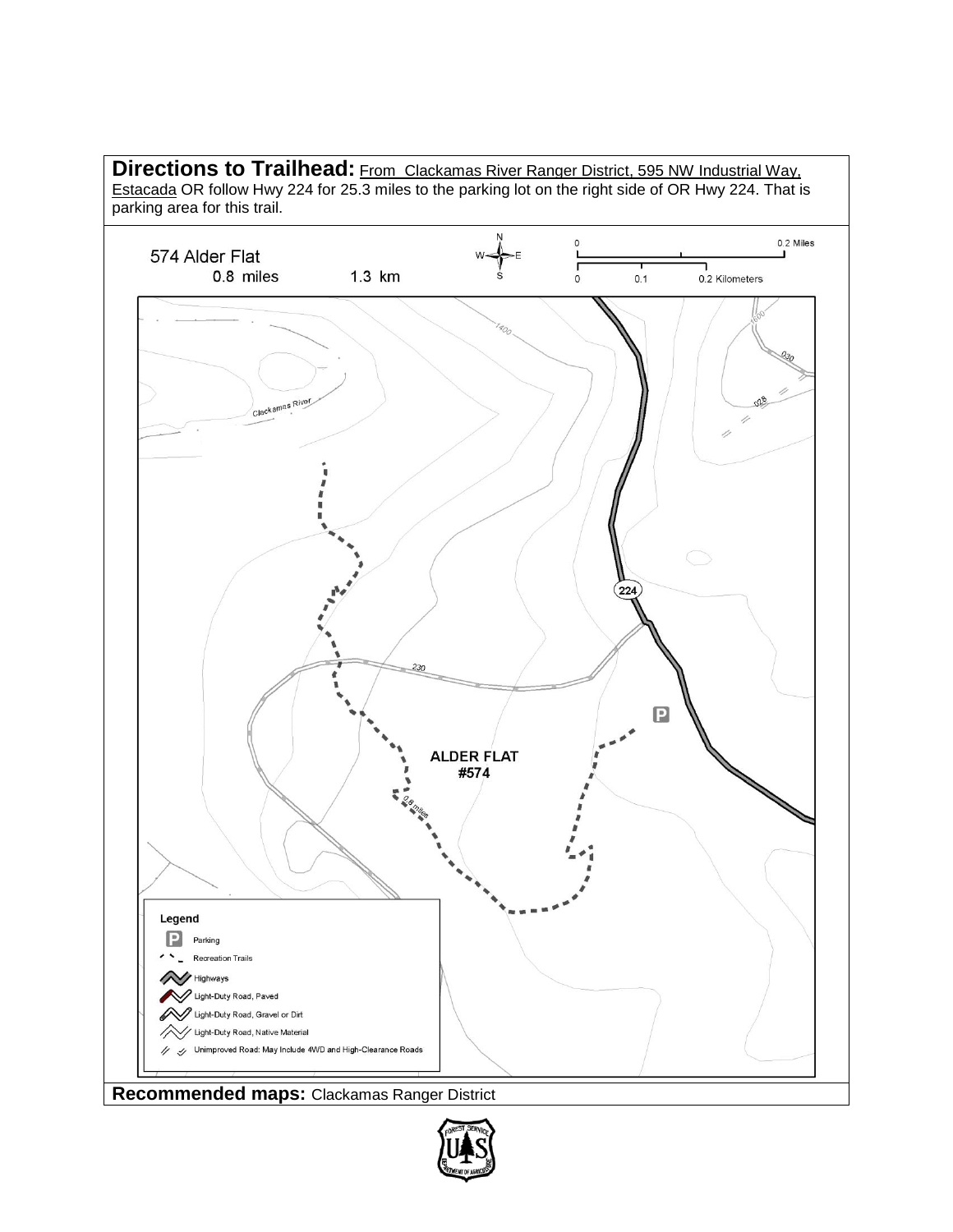**Directions to Trailhead:** From Clackamas River Ranger District, 595 NW Industrial Way, Estacada OR follow Hwy 224 for 25.3 miles to the parking lot on the right side of OR Hwy 224. That is parking area for this trail.

574 Alder Flat

0.8 miles 1.3 km

ALDER FLAT
#574

**Legend**

- Parking
- Recreation Trails
- Highways
- Light-Duty Road, Paved
- Light-Duty Road, Gravel or Dirt
- Light-Duty Road, Native Material
- Unimproved Road: May Include 4WD and High-Clearance Roads

**Recommended maps:** Clackamas Ranger District